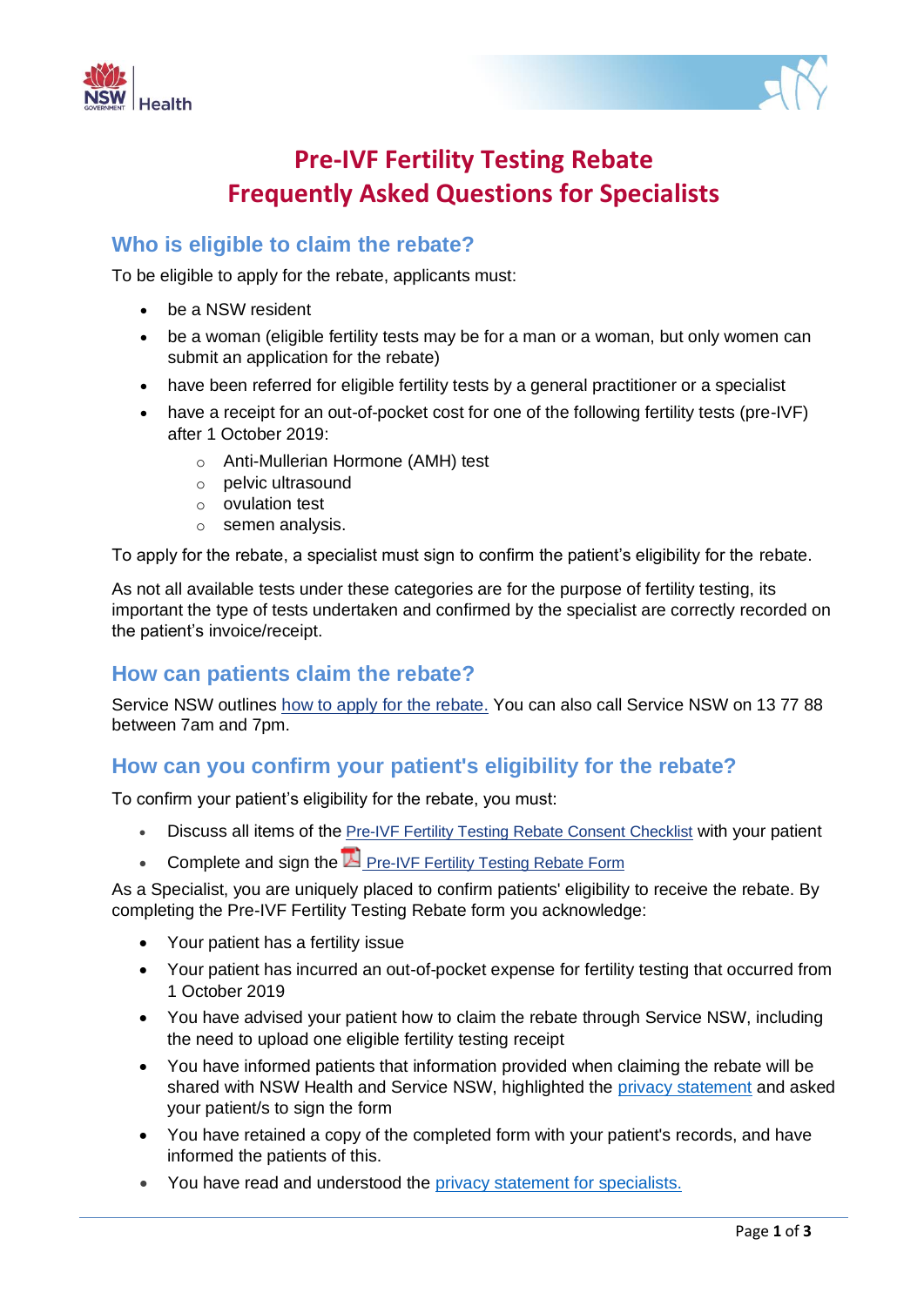# Pre-IVF Fertility Testing Rebate
# Frequently Asked Questions for Specialists

## Who is eligible to claim the rebate?

To be eligible to apply for the rebate, applicants must:

- be a NSW resident
- be a woman (eligible fertility tests may be for a man or a woman, but only women can submit an application for the rebate)
- have been referred for eligible fertility tests by a general practitioner or a specialist
- have a receipt for an out-of-pocket cost for one of the following fertility tests (pre-IVF) after 1 October 2019:
  - Anti-Mullerian Hormone (AMH) test
  - pelvic ultrasound
  - ovulation test
  - semen analysis.

To apply for the rebate, a specialist must sign to confirm the patient's eligibility for the rebate.

As not all available tests under these categories are for the purpose of fertility testing, its important the type of tests undertaken and confirmed by the specialist are correctly recorded on the patient's invoice/receipt.

## How can patients claim the rebate?

Service NSW outlines how to apply for the rebate. You can also call Service NSW on 13 77 88 between 7am and 7pm.

## How can you confirm your patient's eligibility for the rebate?

To confirm your patient's eligibility for the rebate, you must:

- Discuss all items of the Pre-IVF Fertility Testing Rebate Consent Checklist with your patient
- Complete and sign the Pre-IVF Fertility Testing Rebate Form

As a Specialist, you are uniquely placed to confirm patients' eligibility to receive the rebate. By completing the Pre-IVF Fertility Testing Rebate form you acknowledge:

- Your patient has a fertility issue
- Your patient has incurred an out-of-pocket expense for fertility testing that occurred from 1 October 2019
- You have advised your patient how to claim the rebate through Service NSW, including the need to upload one eligible fertility testing receipt
- You have informed patients that information provided when claiming the rebate will be shared with NSW Health and Service NSW, highlighted the privacy statement and asked your patient/s to sign the form
- You have retained a copy of the completed form with your patient's records, and have informed the patients of this.
- You have read and understood the privacy statement for specialists.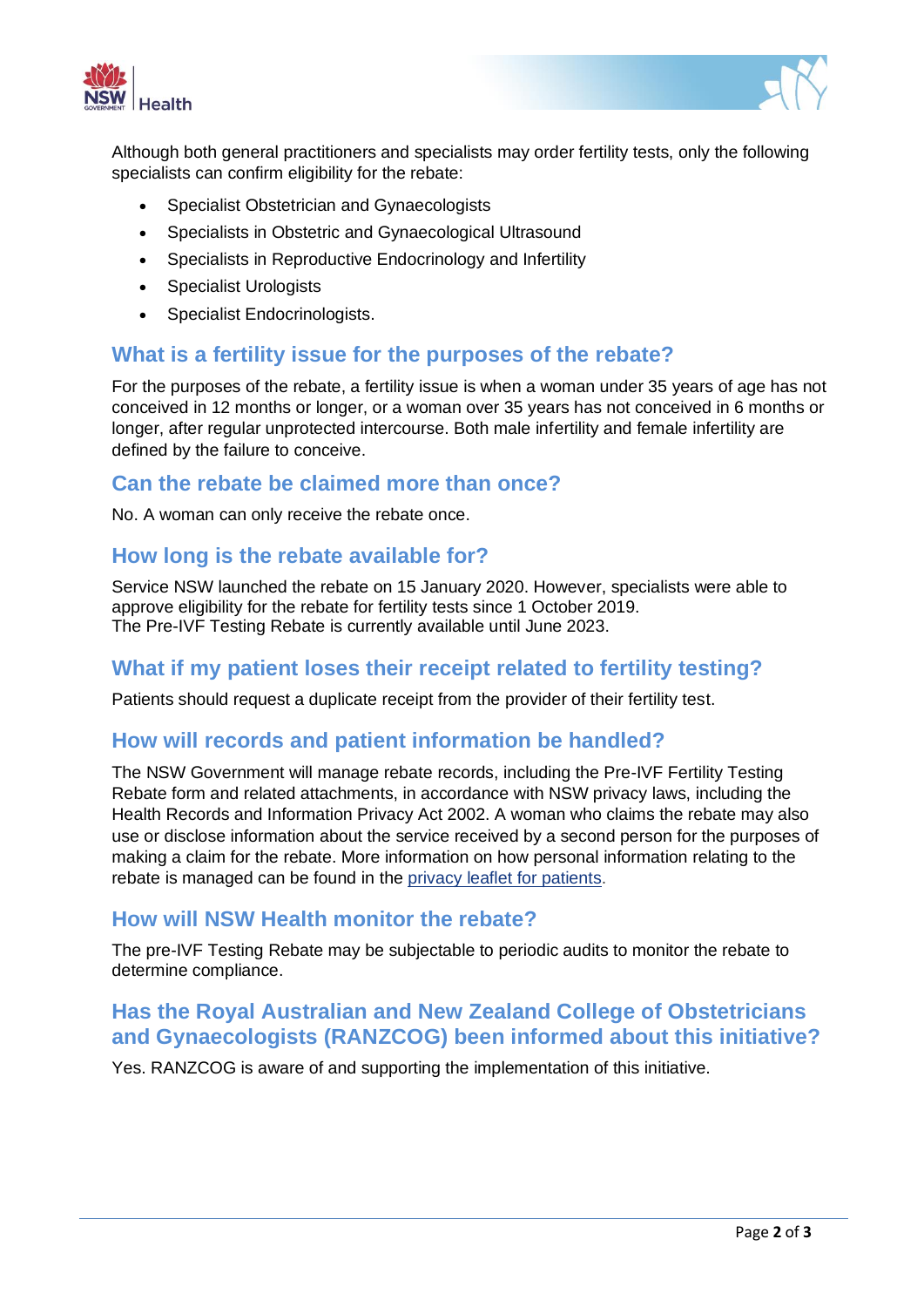Although both general practitioners and specialists may order fertility tests, only the following specialists can confirm eligibility for the rebate:

- Specialist Obstetrician and Gynaecologists
- Specialists in Obstetric and Gynaecological Ultrasound
- Specialists in Reproductive Endocrinology and Infertility
- Specialist Urologists
- Specialist Endocrinologists.

## What is a fertility issue for the purposes of the rebate?

For the purposes of the rebate, a fertility issue is when a woman under 35 years of age has not conceived in 12 months or longer, or a woman over 35 years has not conceived in 6 months or longer, after regular unprotected intercourse. Both male infertility and female infertility are defined by the failure to conceive.

## Can the rebate be claimed more than once?

No. A woman can only receive the rebate once.

## How long is the rebate available for?

Service NSW launched the rebate on 15 January 2020. However, specialists were able to approve eligibility for the rebate for fertility tests since 1 October 2019.
The Pre-IVF Testing Rebate is currently available until June 2023.

## What if my patient loses their receipt related to fertility testing?

Patients should request a duplicate receipt from the provider of their fertility test.

## How will records and patient information be handled?

The NSW Government will manage rebate records, including the Pre-IVF Fertility Testing Rebate form and related attachments, in accordance with NSW privacy laws, including the Health Records and Information Privacy Act 2002. A woman who claims the rebate may also use or disclose information about the service received by a second person for the purposes of making a claim for the rebate. More information on how personal information relating to the rebate is managed can be found in the privacy leaflet for patients.

## How will NSW Health monitor the rebate?

The pre-IVF Testing Rebate may be subjectable to periodic audits to monitor the rebate to determine compliance.

## Has the Royal Australian and New Zealand College of Obstetricians and Gynaecologists (RANZCOG) been informed about this initiative?

Yes. RANZCOG is aware of and supporting the implementation of this initiative.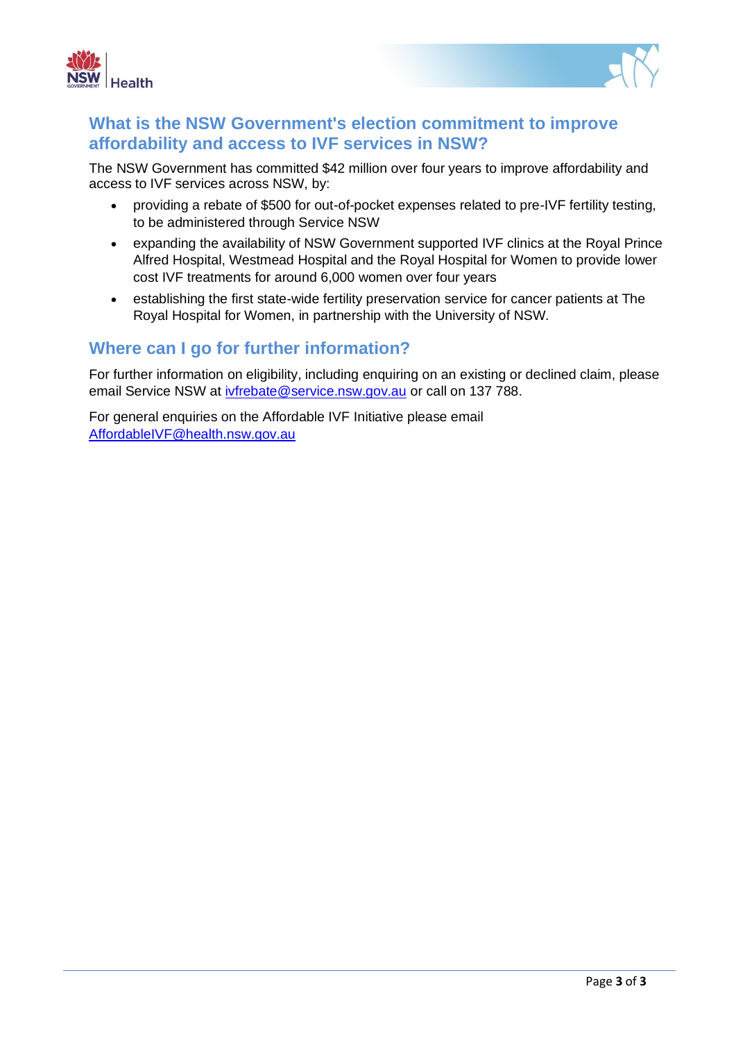## What is the NSW Government's election commitment to improve affordability and access to IVF services in NSW?

The NSW Government has committed $42 million over four years to improve affordability and access to IVF services across NSW, by:

- providing a rebate of $500 for out-of-pocket expenses related to pre-IVF fertility testing, to be administered through Service NSW
- expanding the availability of NSW Government supported IVF clinics at the Royal Prince Alfred Hospital, Westmead Hospital and the Royal Hospital for Women to provide lower cost IVF treatments for around 6,000 women over four years
- establishing the first state-wide fertility preservation service for cancer patients at The Royal Hospital for Women, in partnership with the University of NSW.

## Where can I go for further information?

For further information on eligibility, including enquiring on an existing or declined claim, please email Service NSW at [ivfrebate@service.nsw.gov.au](mailto:ivfrebate@service.nsw.gov.au) or call on 137 788.

For general enquiries on the Affordable IVF Initiative please email [AffordableIVF@health.nsw.gov.au](mailto:AffordableIVF@health.nsw.gov.au)